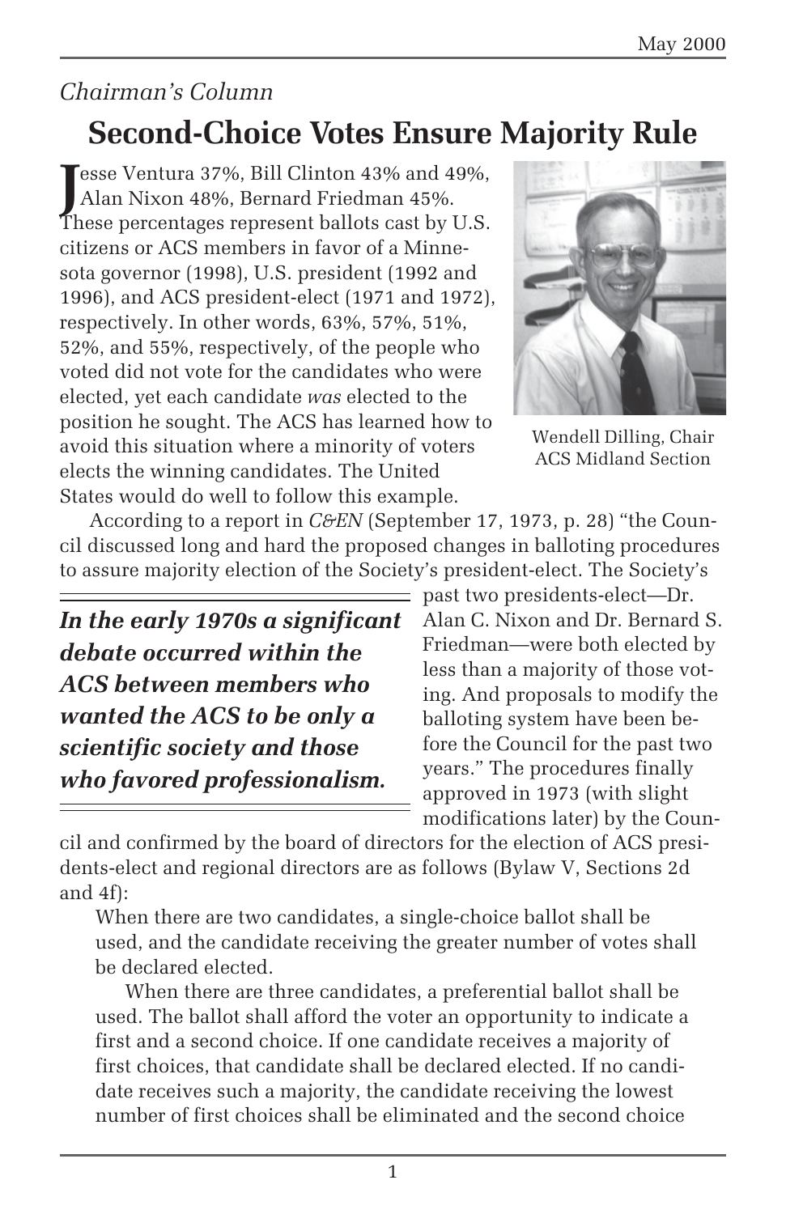*Chairman's Column*

# Second-Choice Votes Ensure Majority Rule

Jesse Ventura 37%, Bill Clinton 43% and 49%, Alan Nixon 48%, Bernard Friedman 45%. These percentages represent ballots cast by U.S. citizens or ACS members in favor of a Minnesota governor (1998), U.S. president (1992 and 1996), and ACS president-elect (1971 and 1972), respectively. In other words, 63%, 57%, 51%, 52%, and 55%, respectively, of the people who voted did not vote for the candidates who were elected, yet each candidate *was* elected to the position he sought. The ACS has learned how to avoid this situation where a minority of voters elects the winning candidates. The United States would do well to follow this example.

Wendell Dilling, Chair ACS Midland Section

According to a report in *C&EN* (September 17, 1973, p. 28) "the Council discussed long and hard the proposed changes in balloting procedures to assure majority election of the Society's president-elect. The Society's past two presidents-elect—Dr. Alan C. Nixon and Dr. Bernard S. Friedman—were both elected by less than a majority of those voting. And proposals to modify the balloting system have been before the Council for the past two years." The procedures finally approved in 1973 (with slight modifications later) by the Council and confirmed by the board of directors for the election of ACS presidents-elect and regional directors are as follows (Bylaw V, Sections 2d and 4f):

> ***In the early 1970s a significant debate occurred within the ACS between members who wanted the ACS to be only a scientific society and those who favored professionalism.***

> When there are two candidates, a single-choice ballot shall be used, and the candidate receiving the greater number of votes shall be declared elected.
>
> When there are three candidates, a preferential ballot shall be used. The ballot shall afford the voter an opportunity to indicate a first and a second choice. If one candidate receives a majority of first choices, that candidate shall be declared elected. If no candidate receives such a majority, the candidate receiving the lowest number of first choices shall be eliminated and the second choice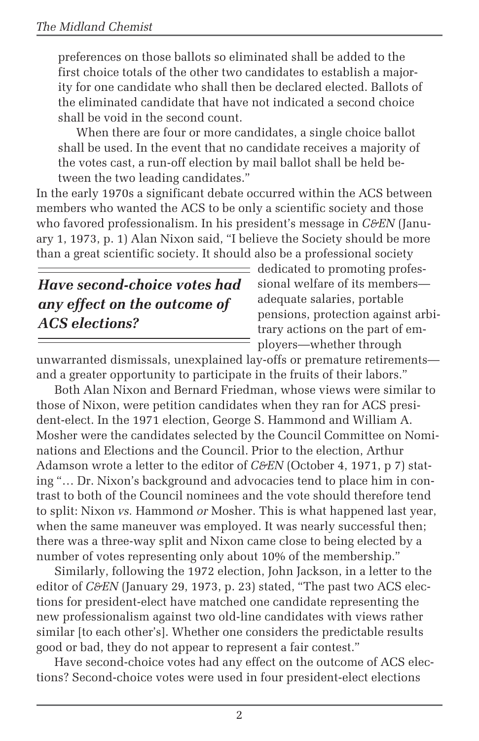preferences on those ballots so eliminated shall be added to the first choice totals of the other two candidates to establish a majority for one candidate who shall then be declared elected. Ballots of the eliminated candidate that have not indicated a second choice shall be void in the second count.

When there are four or more candidates, a single choice ballot shall be used. In the event that no candidate receives a majority of the votes cast, a run-off election by mail ballot shall be held between the two leading candidates."

In the early 1970s a significant debate occurred within the ACS between members who wanted the ACS to be only a scientific society and those who favored professionalism. In his president's message in *C&EN* (January 1, 1973, p. 1) Alan Nixon said, "I believe the Society should be more than a great scientific society. It should also be a professional society dedicated to promoting professional welfare of its members—adequate salaries, portable pensions, protection against arbitrary actions on the part of employers—whether through unwarranted dismissals, unexplained lay-offs or premature retirements—and a greater opportunity to participate in the fruits of their labors."

> ***Have second-choice votes had any effect on the outcome of ACS elections?***

Both Alan Nixon and Bernard Friedman, whose views were similar to those of Nixon, were petition candidates when they ran for ACS president-elect. In the 1971 election, George S. Hammond and William A. Mosher were the candidates selected by the Council Committee on Nominations and Elections and the Council. Prior to the election, Arthur Adamson wrote a letter to the editor of *C&EN* (October 4, 1971, p 7) stating "… Dr. Nixon's background and advocacies tend to place him in contrast to both of the Council nominees and the vote should therefore tend to split: Nixon *vs.* Hammond *or* Mosher. This is what happened last year, when the same maneuver was employed. It was nearly successful then; there was a three-way split and Nixon came close to being elected by a number of votes representing only about 10% of the membership."

Similarly, following the 1972 election, John Jackson, in a letter to the editor of *C&EN* (January 29, 1973, p. 23) stated, "The past two ACS elections for president-elect have matched one candidate representing the new professionalism against two old-line candidates with views rather similar [to each other's]. Whether one considers the predictable results good or bad, they do not appear to represent a fair contest."

Have second-choice votes had any effect on the outcome of ACS elections? Second-choice votes were used in four president-elect elections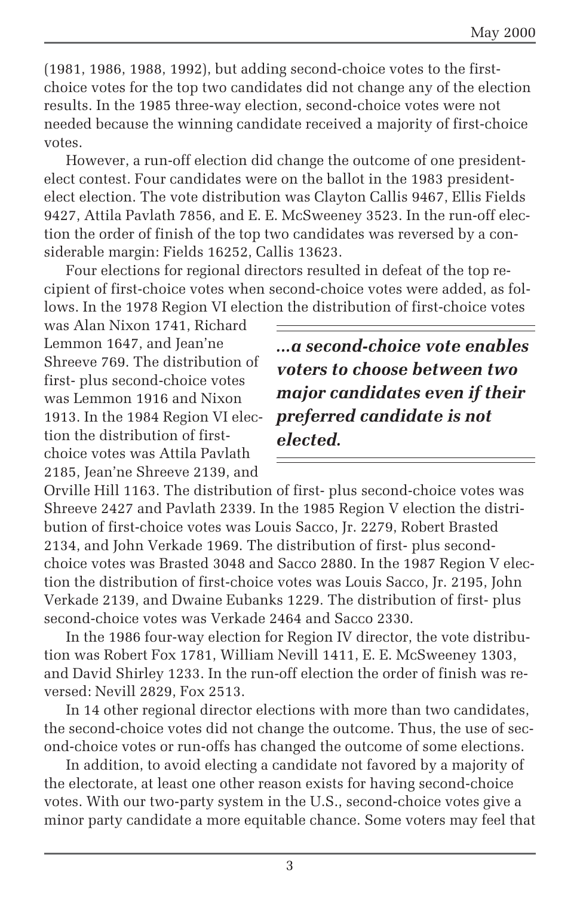(1981, 1986, 1988, 1992), but adding second-choice votes to the first-choice votes for the top two candidates did not change any of the election results. In the 1985 three-way election, second-choice votes were not needed because the winning candidate received a majority of first-choice votes.

However, a run-off election did change the outcome of one president-elect contest. Four candidates were on the ballot in the 1983 president-elect election. The vote distribution was Clayton Callis 9467, Ellis Fields 9427, Attila Pavlath 7856, and E. E. McSweeney 3523. In the run-off election the order of finish of the top two candidates was reversed by a considerable margin: Fields 16252, Callis 13623.

Four elections for regional directors resulted in defeat of the top recipient of first-choice votes when second-choice votes were added, as follows. In the 1978 Region VI election the distribution of first-choice votes was Alan Nixon 1741, Richard Lemmon 1647, and Jean'ne Shreeve 769. The distribution of first- plus second-choice votes was Lemmon 1916 and Nixon 1913. In the 1984 Region VI election the distribution of first-choice votes was Attila Pavlath 2185, Jean'ne Shreeve 2139, and Orville Hill 1163. The distribution of first- plus second-choice votes was Shreeve 2427 and Pavlath 2339. In the 1985 Region V election the distribution of first-choice votes was Louis Sacco, Jr. 2279, Robert Brasted 2134, and John Verkade 1969. The distribution of first- plus second-choice votes was Brasted 3048 and Sacco 2880. In the 1987 Region V election the distribution of first-choice votes was Louis Sacco, Jr. 2195, John Verkade 2139, and Dwaine Eubanks 1229. The distribution of first- plus second-choice votes was Verkade 2464 and Sacco 2330.

> ***...a second-choice vote enables voters to choose between two major candidates even if their preferred candidate is not elected.***

In the 1986 four-way election for Region IV director, the vote distribution was Robert Fox 1781, William Nevill 1411, E. E. McSweeney 1303, and David Shirley 1233. In the run-off election the order of finish was reversed: Nevill 2829, Fox 2513.

In 14 other regional director elections with more than two candidates, the second-choice votes did not change the outcome. Thus, the use of second-choice votes or run-offs has changed the outcome of some elections.

In addition, to avoid electing a candidate not favored by a majority of the electorate, at least one other reason exists for having second-choice votes. With our two-party system in the U.S., second-choice votes give a minor party candidate a more equitable chance. Some voters may feel that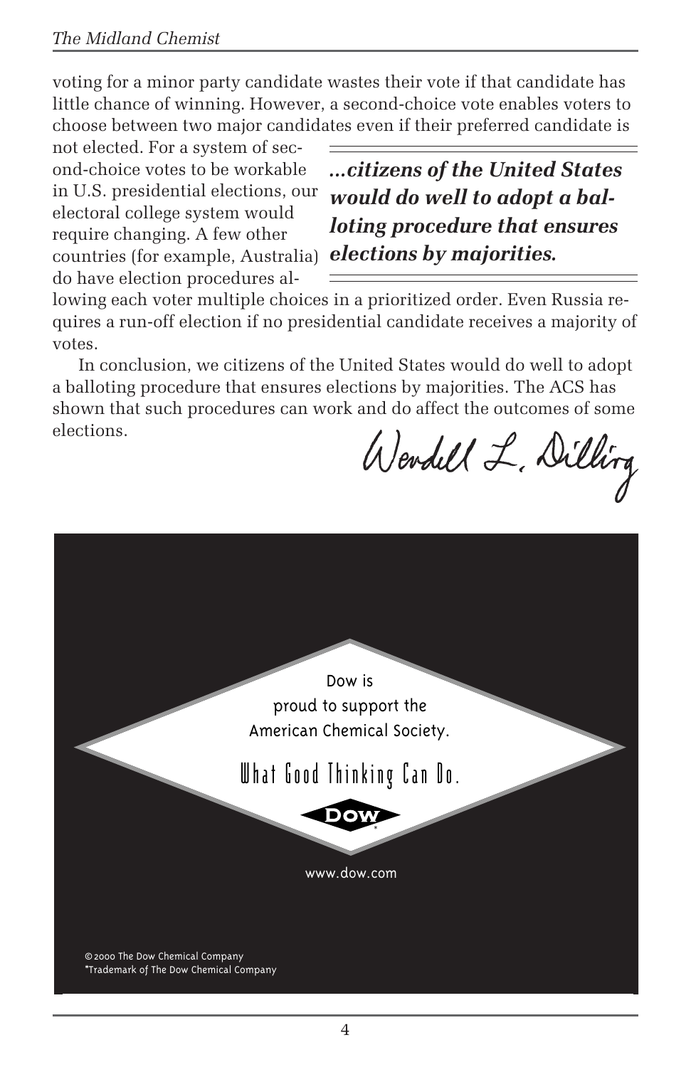voting for a minor party candidate wastes their vote if that candidate has little chance of winning. However, a second-choice vote enables voters to choose between two major candidates even if their preferred candidate is not elected. For a system of second-choice votes to be workable in U.S. presidential elections, our electoral college system would require changing. A few other countries (for example, Australia) do have election procedures allowing each voter multiple choices in a prioritized order. Even Russia requires a run-off election if no presidential candidate receives a majority of votes.

> ***...citizens of the United States would do well to adopt a balloting procedure that ensures elections by majorities.***

In conclusion, we citizens of the United States would do well to adopt a balloting procedure that ensures elections by majorities. The ACS has shown that such procedures can work and do affect the outcomes of some elections.

Wendell L. Dilling

Dow is proud to support the American Chemical Society.

What Good Thinking Can Do.

DOW*

www.dow.com

©2000 The Dow Chemical Company
*Trademark of The Dow Chemical Company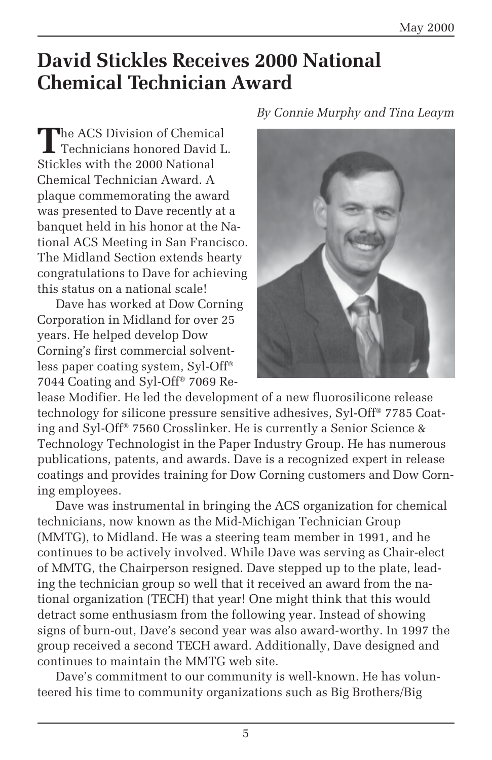# David Stickles Receives 2000 National Chemical Technician Award

*By Connie Murphy and Tina Leaym*

The ACS Division of Chemical Technicians honored David L. Stickles with the 2000 National Chemical Technician Award. A plaque commemorating the award was presented to Dave recently at a banquet held in his honor at the National ACS Meeting in San Francisco. The Midland Section extends hearty congratulations to Dave for achieving this status on a national scale!

Dave has worked at Dow Corning Corporation in Midland for over 25 years. He helped develop Dow Corning's first commercial solventless paper coating system, Syl-Off® 7044 Coating and Syl-Off® 7069 Release Modifier. He led the development of a new fluorosilicone release technology for silicone pressure sensitive adhesives, Syl-Off® 7785 Coating and Syl-Off® 7560 Crosslinker. He is currently a Senior Science & Technology Technologist in the Paper Industry Group. He has numerous publications, patents, and awards. Dave is a recognized expert in release coatings and provides training for Dow Corning customers and Dow Corning employees.

Dave was instrumental in bringing the ACS organization for chemical technicians, now known as the Mid-Michigan Technician Group (MMTG), to Midland. He was a steering team member in 1991, and he continues to be actively involved. While Dave was serving as Chair-elect of MMTG, the Chairperson resigned. Dave stepped up to the plate, leading the technician group so well that it received an award from the national organization (TECH) that year! One might think that this would detract some enthusiasm from the following year. Instead of showing signs of burn-out, Dave's second year was also award-worthy. In 1997 the group received a second TECH award. Additionally, Dave designed and continues to maintain the MMTG web site.

Dave's commitment to our community is well-known. He has volunteered his time to community organizations such as Big Brothers/Big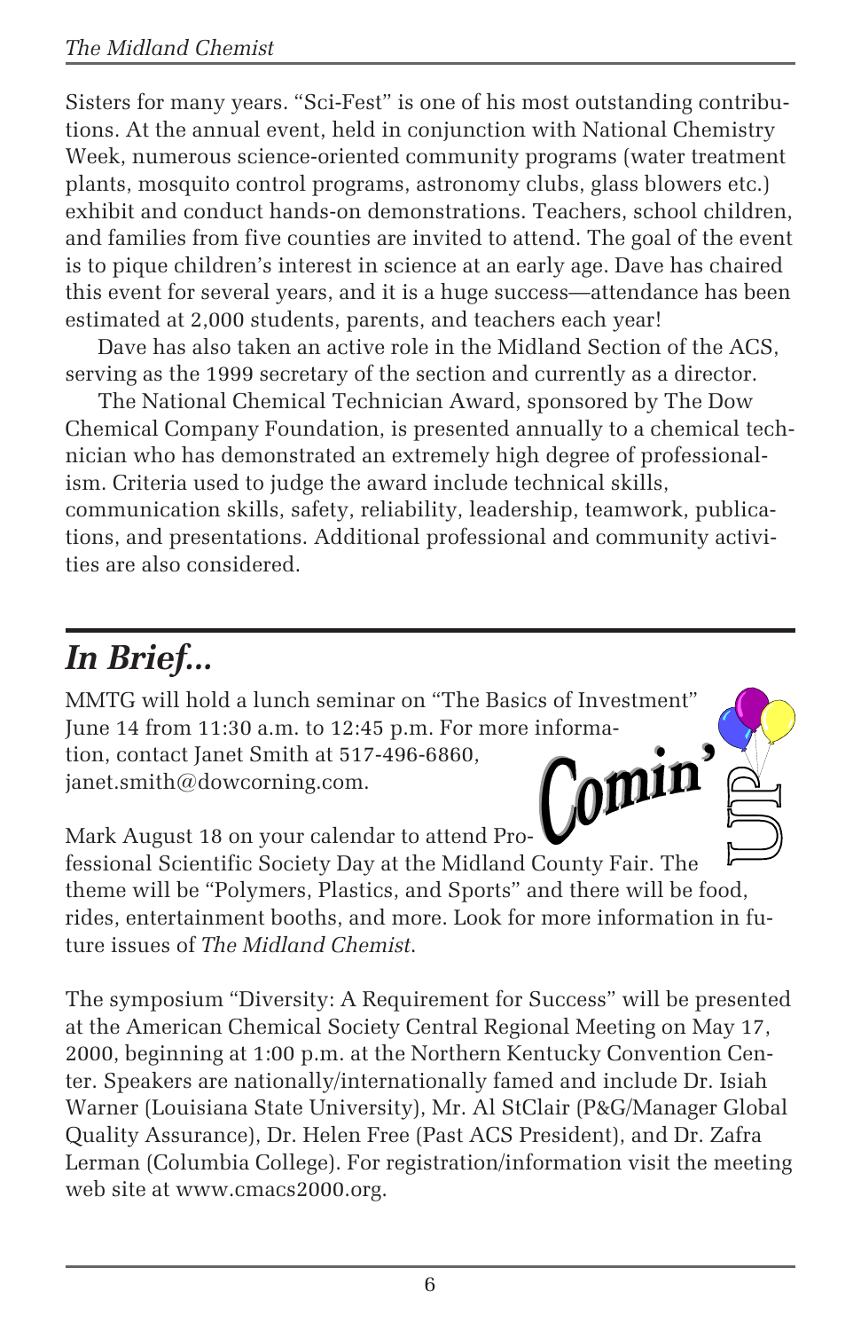Sisters for many years. “Sci-Fest” is one of his most outstanding contributions. At the annual event, held in conjunction with National Chemistry Week, numerous science-oriented community programs (water treatment plants, mosquito control programs, astronomy clubs, glass blowers etc.) exhibit and conduct hands-on demonstrations. Teachers, school children, and families from five counties are invited to attend. The goal of the event is to pique children’s interest in science at an early age. Dave has chaired this event for several years, and it is a huge success—attendance has been estimated at 2,000 students, parents, and teachers each year!

Dave has also taken an active role in the Midland Section of the ACS, serving as the 1999 secretary of the section and currently as a director.

The National Chemical Technician Award, sponsored by The Dow Chemical Company Foundation, is presented annually to a chemical technician who has demonstrated an extremely high degree of professionalism. Criteria used to judge the award include technical skills, communication skills, safety, reliability, leadership, teamwork, publications, and presentations. Additional professional and community activities are also considered.

## *In Brief...*

Comin' UP

MMTG will hold a lunch seminar on “The Basics of Investment” June 14 from 11:30 a.m. to 12:45 p.m. For more information, contact Janet Smith at 517-496-6860, janet.smith@dowcorning.com.

Mark August 18 on your calendar to attend Professional Scientific Society Day at the Midland County Fair. The theme will be “Polymers, Plastics, and Sports” and there will be food, rides, entertainment booths, and more. Look for more information in future issues of *The Midland Chemist*.

The symposium “Diversity: A Requirement for Success” will be presented at the American Chemical Society Central Regional Meeting on May 17, 2000, beginning at 1:00 p.m. at the Northern Kentucky Convention Center. Speakers are nationally/internationally famed and include Dr. Isiah Warner (Louisiana State University), Mr. Al StClair (P&G/Manager Global Quality Assurance), Dr. Helen Free (Past ACS President), and Dr. Zafra Lerman (Columbia College). For registration/information visit the meeting web site at www.cmacs2000.org.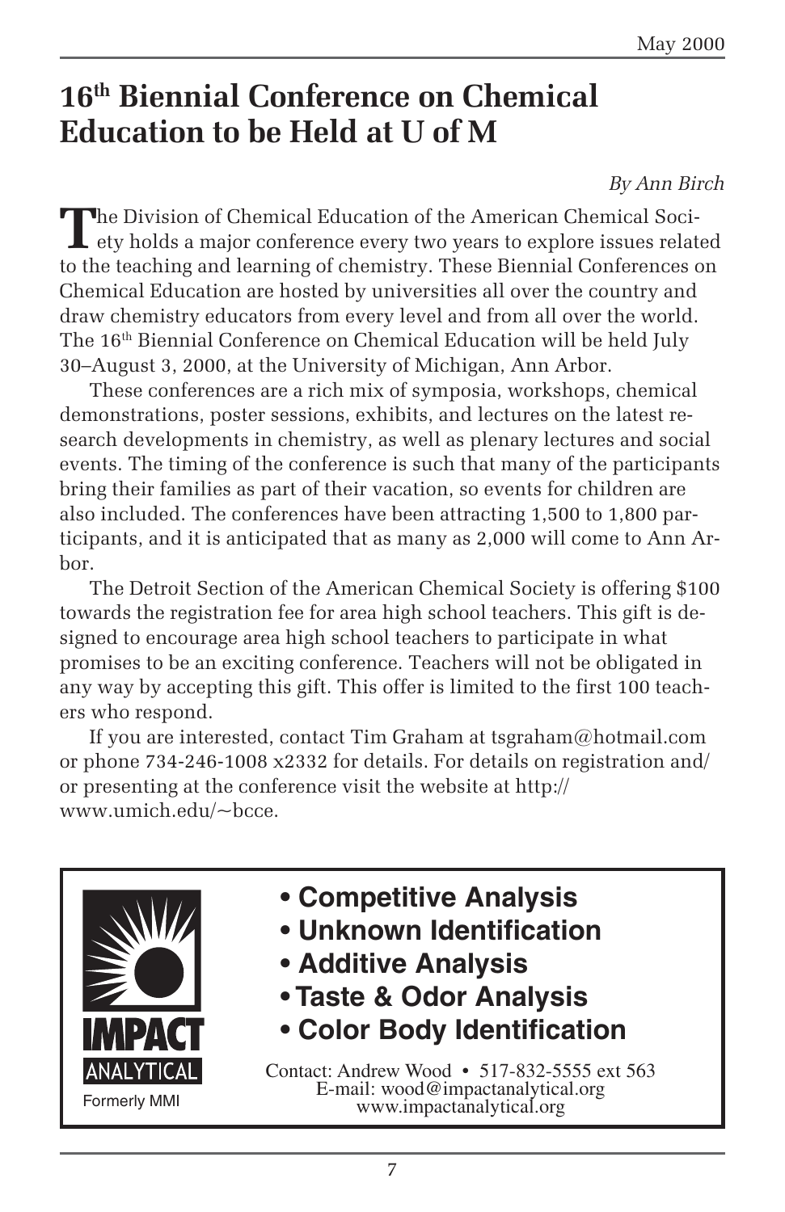# 16th Biennial Conference on Chemical Education to be Held at U of M

*By Ann Birch*

The Division of Chemical Education of the American Chemical Society holds a major conference every two years to explore issues related to the teaching and learning of chemistry. These Biennial Conferences on Chemical Education are hosted by universities all over the country and draw chemistry educators from every level and from all over the world. The 16th Biennial Conference on Chemical Education will be held July 30–August 3, 2000, at the University of Michigan, Ann Arbor.

These conferences are a rich mix of symposia, workshops, chemical demonstrations, poster sessions, exhibits, and lectures on the latest research developments in chemistry, as well as plenary lectures and social events. The timing of the conference is such that many of the participants bring their families as part of their vacation, so events for children are also included. The conferences have been attracting 1,500 to 1,800 participants, and it is anticipated that as many as 2,000 will come to Ann Arbor.

The Detroit Section of the American Chemical Society is offering $100 towards the registration fee for area high school teachers. This gift is designed to encourage area high school teachers to participate in what promises to be an exciting conference. Teachers will not be obligated in any way by accepting this gift. This offer is limited to the first 100 teachers who respond.

If you are interested, contact Tim Graham at tsgraham@hotmail.com or phone 734-246-1008 x2332 for details. For details on registration and/or presenting at the conference visit the website at http://www.umich.edu/~bcce.

---

**IMPACT ANALYTICAL**

Formerly MMI

- **Competitive Analysis**
- **Unknown Identification**
- **Additive Analysis**
- **Taste & Odor Analysis**
- **Color Body Identification**

Contact: Andrew Wood • 517-832-5555 ext 563
E-mail: wood@impactanalytical.org
www.impactanalytical.org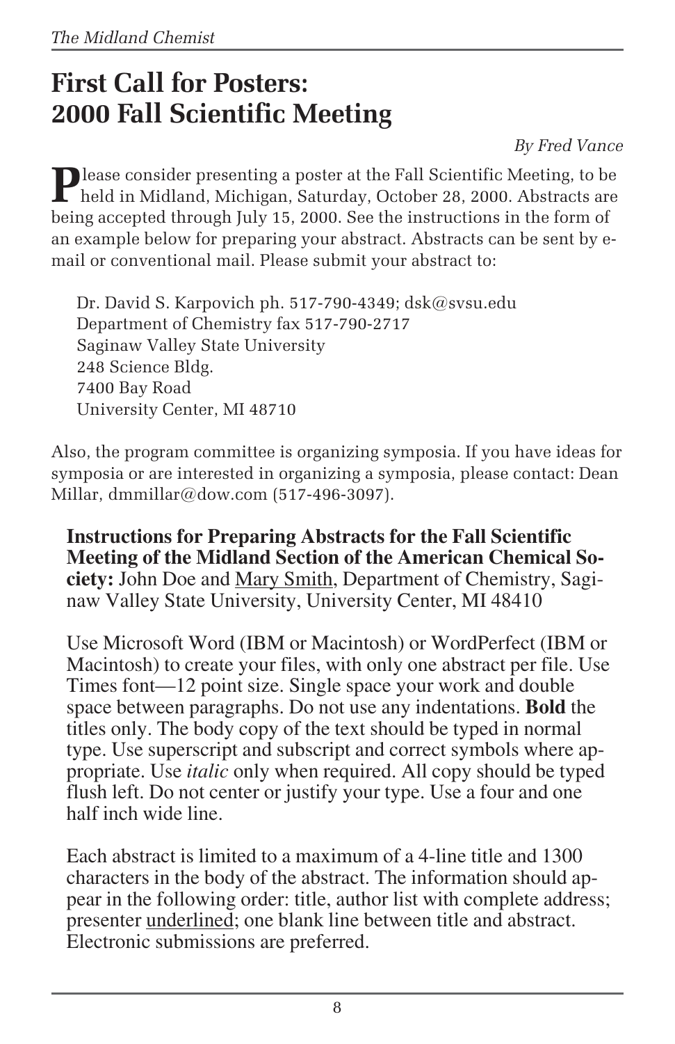# First Call for Posters: 2000 Fall Scientific Meeting

*By Fred Vance*

Please consider presenting a poster at the Fall Scientific Meeting, to be held in Midland, Michigan, Saturday, October 28, 2000. Abstracts are being accepted through July 15, 2000. See the instructions in the form of an example below for preparing your abstract. Abstracts can be sent by e-mail or conventional mail. Please submit your abstract to:

Dr. David S. Karpovich ph. 517-790-4349; dsk@svsu.edu
Department of Chemistry fax 517-790-2717
Saginaw Valley State University
248 Science Bldg.
7400 Bay Road
University Center, MI 48710

Also, the program committee is organizing symposia. If you have ideas for symposia or are interested in organizing a symposia, please contact: Dean Millar, dmmillar@dow.com (517-496-3097).

**Instructions for Preparing Abstracts for the Fall Scientific Meeting of the Midland Section of the American Chemical Society:** John Doe and <u>Mary Smith</u>, Department of Chemistry, Saginaw Valley State University, University Center, MI 48410

Use Microsoft Word (IBM or Macintosh) or WordPerfect (IBM or Macintosh) to create your files, with only one abstract per file. Use Times font—12 point size. Single space your work and double space between paragraphs. Do not use any indentations. **Bold** the titles only. The body copy of the text should be typed in normal type. Use superscript and subscript and correct symbols where appropriate. Use *italic* only when required. All copy should be typed flush left. Do not center or justify your type. Use a four and one half inch wide line.

Each abstract is limited to a maximum of a 4-line title and 1300 characters in the body of the abstract. The information should appear in the following order: title, author list with complete address; presenter <u>underlined</u>; one blank line between title and abstract. Electronic submissions are preferred.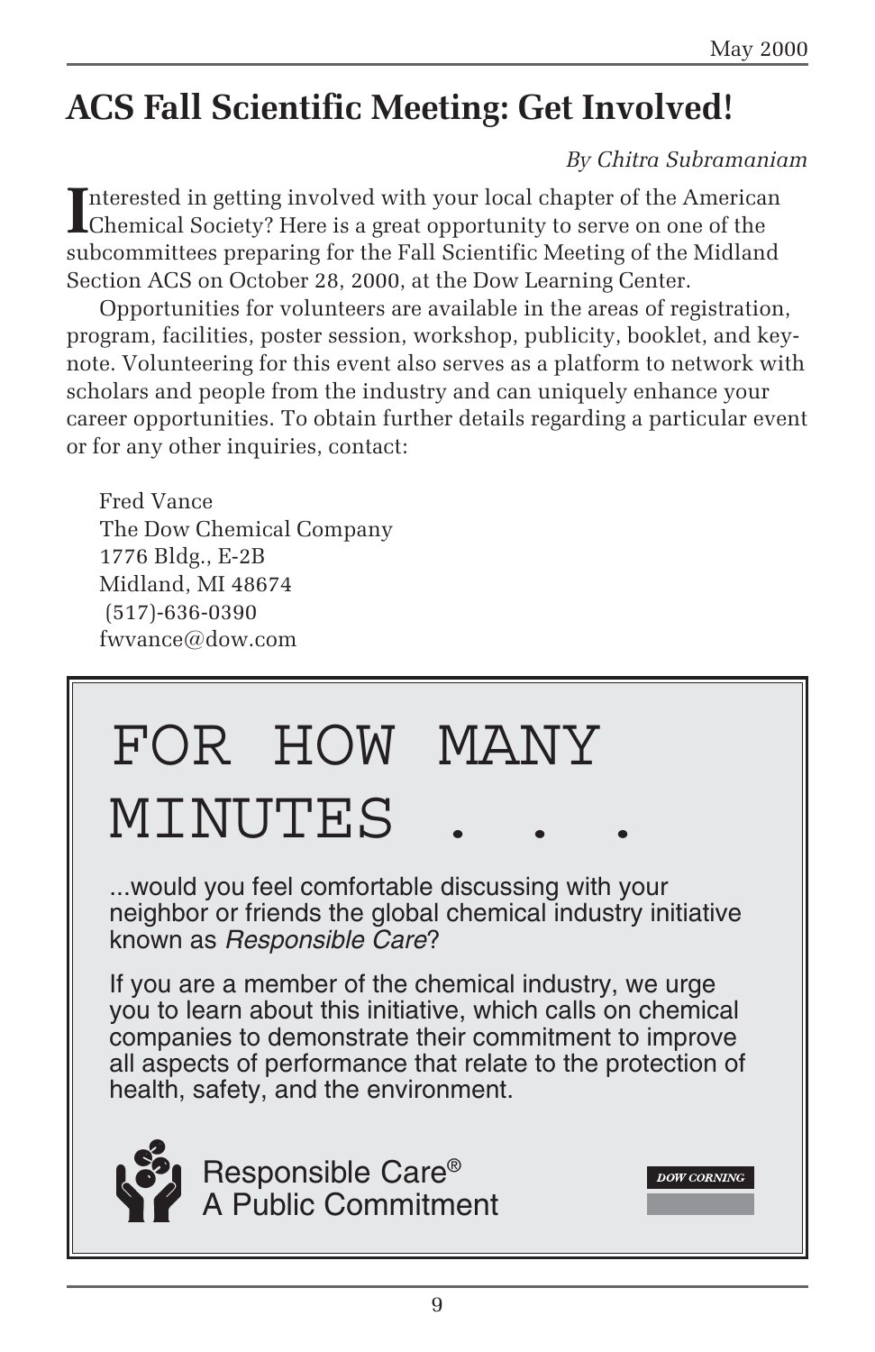## ACS Fall Scientific Meeting: Get Involved!

*By Chitra Subramaniam*

Interested in getting involved with your local chapter of the American Chemical Society? Here is a great opportunity to serve on one of the subcommittees preparing for the Fall Scientific Meeting of the Midland Section ACS on October 28, 2000, at the Dow Learning Center.

Opportunities for volunteers are available in the areas of registration, program, facilities, poster session, workshop, publicity, booklet, and keynote. Volunteering for this event also serves as a platform to network with scholars and people from the industry and can uniquely enhance your career opportunities. To obtain further details regarding a particular event or for any other inquiries, contact:

Fred Vance
The Dow Chemical Company
1776 Bldg., E-2B
Midland, MI 48674
(517)-636-0390
fwvance@dow.com

# FOR HOW MANY MINUTES . . .

...would you feel comfortable discussing with your neighbor or friends the global chemical industry initiative known as *Responsible Care*?

If you are a member of the chemical industry, we urge you to learn about this initiative, which calls on chemical companies to demonstrate their commitment to improve all aspects of performance that relate to the protection of health, safety, and the environment.

Responsible Care®
A Public Commitment

DOW CORNING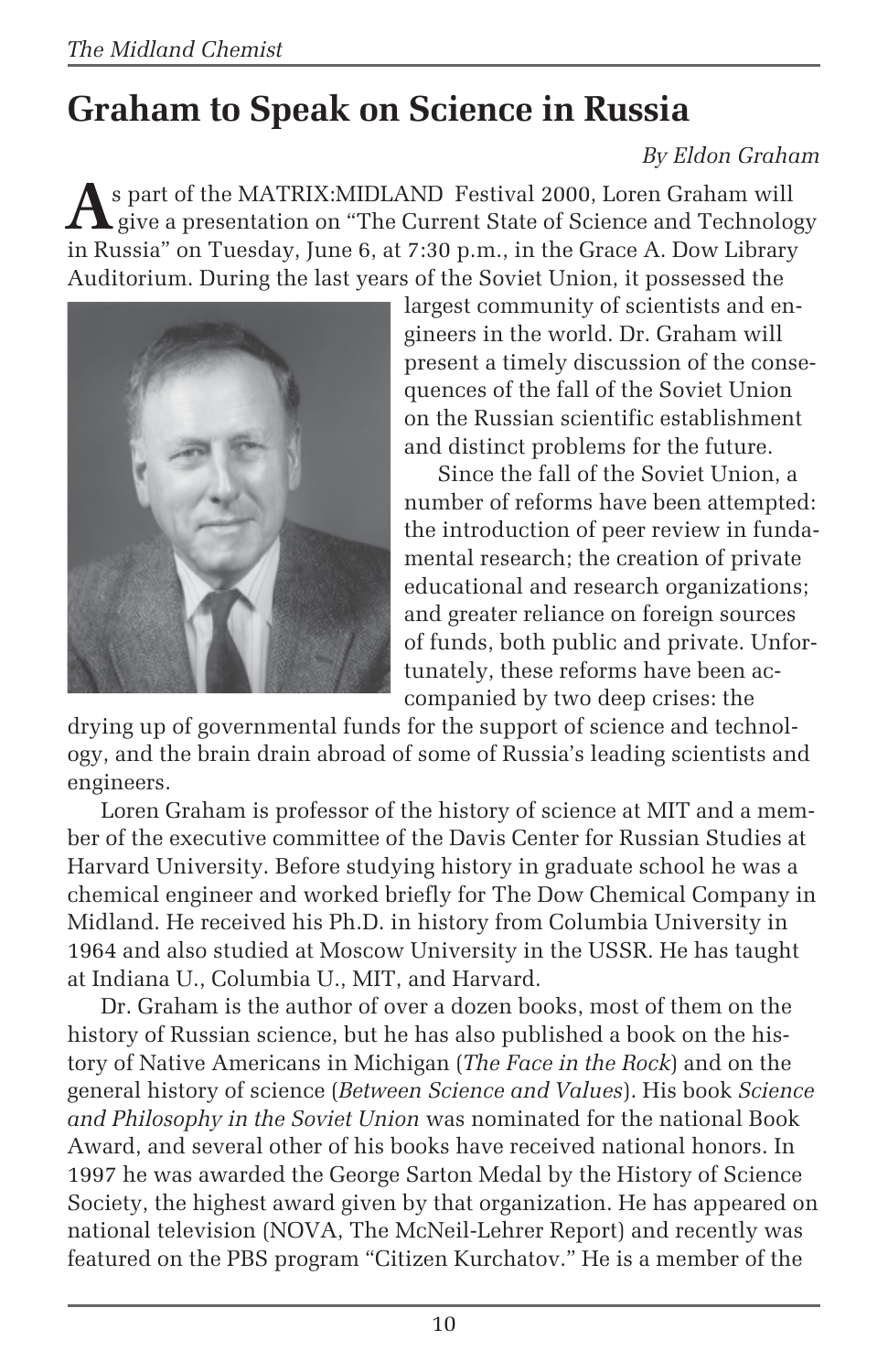# Graham to Speak on Science in Russia

*By Eldon Graham*

As part of the MATRIX:MIDLAND Festival 2000, Loren Graham will give a presentation on "The Current State of Science and Technology in Russia" on Tuesday, June 6, at 7:30 p.m., in the Grace A. Dow Library Auditorium. During the last years of the Soviet Union, it possessed the largest community of scientists and engineers in the world. Dr. Graham will present a timely discussion of the consequences of the fall of the Soviet Union on the Russian scientific establishment and distinct problems for the future.

Since the fall of the Soviet Union, a number of reforms have been attempted: the introduction of peer review in fundamental research; the creation of private educational and research organizations; and greater reliance on foreign sources of funds, both public and private. Unfortunately, these reforms have been accompanied by two deep crises: the drying up of governmental funds for the support of science and technology, and the brain drain abroad of some of Russia's leading scientists and engineers.

Loren Graham is professor of the history of science at MIT and a member of the executive committee of the Davis Center for Russian Studies at Harvard University. Before studying history in graduate school he was a chemical engineer and worked briefly for The Dow Chemical Company in Midland. He received his Ph.D. in history from Columbia University in 1964 and also studied at Moscow University in the USSR. He has taught at Indiana U., Columbia U., MIT, and Harvard.

Dr. Graham is the author of over a dozen books, most of them on the history of Russian science, but he has also published a book on the history of Native Americans in Michigan (*The Face in the Rock*) and on the general history of science (*Between Science and Values*). His book *Science and Philosophy in the Soviet Union* was nominated for the national Book Award, and several other of his books have received national honors. In 1997 he was awarded the George Sarton Medal by the History of Science Society, the highest award given by that organization. He has appeared on national television (NOVA, The McNeil-Lehrer Report) and recently was featured on the PBS program "Citizen Kurchatov." He is a member of the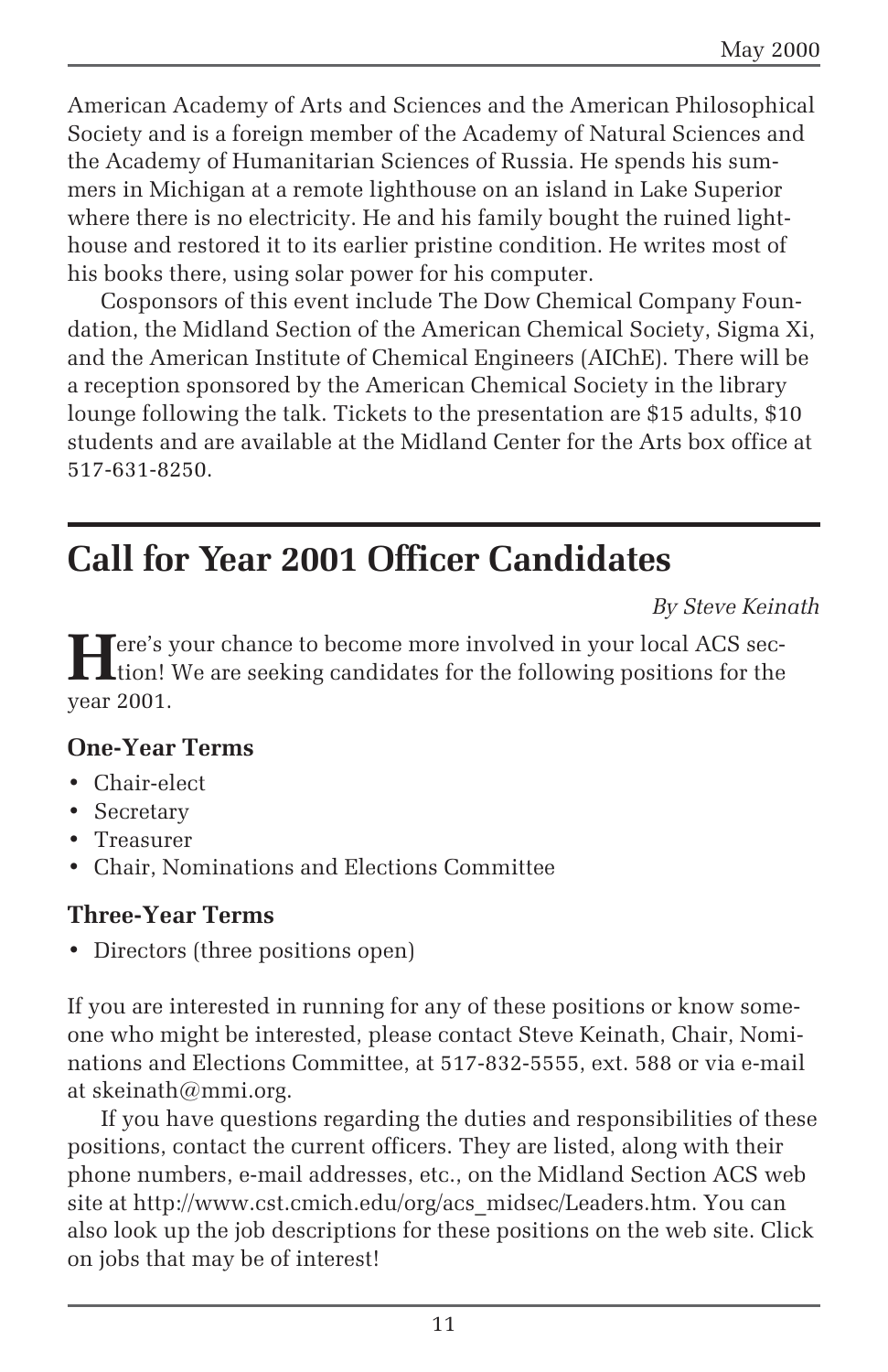American Academy of Arts and Sciences and the American Philosophical Society and is a foreign member of the Academy of Natural Sciences and the Academy of Humanitarian Sciences of Russia. He spends his summers in Michigan at a remote lighthouse on an island in Lake Superior where there is no electricity. He and his family bought the ruined lighthouse and restored it to its earlier pristine condition. He writes most of his books there, using solar power for his computer.

Cosponsors of this event include The Dow Chemical Company Foundation, the Midland Section of the American Chemical Society, Sigma Xi, and the American Institute of Chemical Engineers (AIChE). There will be a reception sponsored by the American Chemical Society in the library lounge following the talk. Tickets to the presentation are $15 adults, $10 students and are available at the Midland Center for the Arts box office at 517-631-8250.

# Call for Year 2001 Officer Candidates

*By Steve Keinath*

Here's your chance to become more involved in your local ACS section! We are seeking candidates for the following positions for the year 2001.

### One-Year Terms

- Chair-elect
- Secretary
- Treasurer
- Chair, Nominations and Elections Committee

### Three-Year Terms

- Directors (three positions open)

If you are interested in running for any of these positions or know someone who might be interested, please contact Steve Keinath, Chair, Nominations and Elections Committee, at 517-832-5555, ext. 588 or via e-mail at skeinath@mmi.org.

If you have questions regarding the duties and responsibilities of these positions, contact the current officers. They are listed, along with their phone numbers, e-mail addresses, etc., on the Midland Section ACS web site at http://www.cst.cmich.edu/org/acs_midsec/Leaders.htm. You can also look up the job descriptions for these positions on the web site. Click on jobs that may be of interest!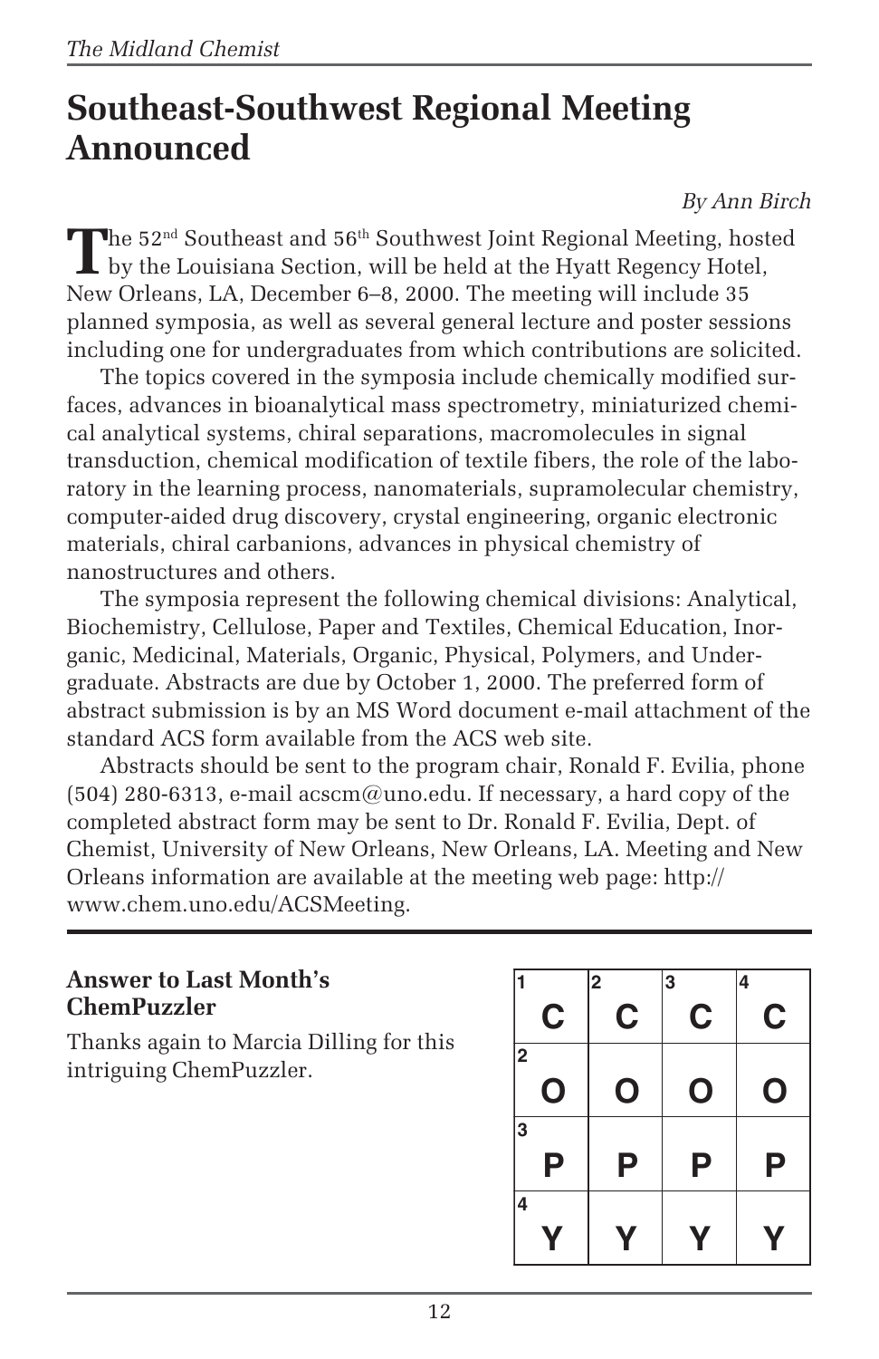# Southeast-Southwest Regional Meeting Announced

*By Ann Birch*

The 52nd Southeast and 56th Southwest Joint Regional Meeting, hosted by the Louisiana Section, will be held at the Hyatt Regency Hotel, New Orleans, LA, December 6–8, 2000. The meeting will include 35 planned symposia, as well as several general lecture and poster sessions including one for undergraduates from which contributions are solicited.

The topics covered in the symposia include chemically modified surfaces, advances in bioanalytical mass spectrometry, miniaturized chemical analytical systems, chiral separations, macromolecules in signal transduction, chemical modification of textile fibers, the role of the laboratory in the learning process, nanomaterials, supramolecular chemistry, computer-aided drug discovery, crystal engineering, organic electronic materials, chiral carbanions, advances in physical chemistry of nanostructures and others.

The symposia represent the following chemical divisions: Analytical, Biochemistry, Cellulose, Paper and Textiles, Chemical Education, Inorganic, Medicinal, Materials, Organic, Physical, Polymers, and Undergraduate. Abstracts are due by October 1, 2000. The preferred form of abstract submission is by an MS Word document e-mail attachment of the standard ACS form available from the ACS web site.

Abstracts should be sent to the program chair, Ronald F. Evilia, phone (504) 280-6313, e-mail acscm@uno.edu. If necessary, a hard copy of the completed abstract form may be sent to Dr. Ronald F. Evilia, Dept. of Chemist, University of New Orleans, New Orleans, LA. Meeting and New Orleans information are available at the meeting web page: http://www.chem.uno.edu/ACSMeeting.

## Answer to Last Month's ChemPuzzler

Thanks again to Marcia Dilling for this intriguing ChemPuzzler.

| | | | |
|---|---|---|---|
| 1 C | 2 C | 3 C | 4 C |
| 2 O | O | O | O |
| 3 P | P | P | P |
| 4 Y | Y | Y | Y |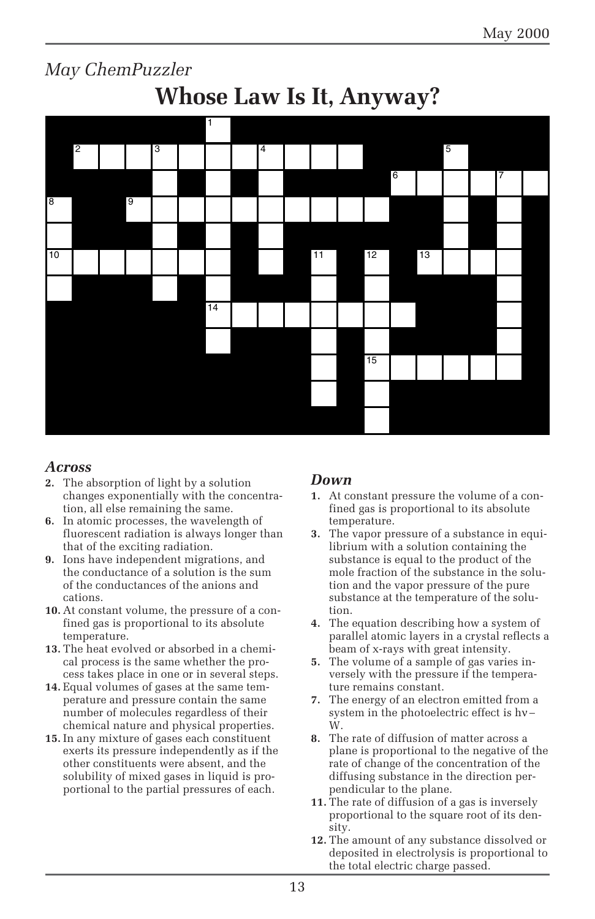*May ChemPuzzler*

# Whose Law Is It, Anyway?

### *Across*

**2.** The absorption of light by a solution changes exponentially with the concentration, all else remaining the same.

**6.** In atomic processes, the wavelength of fluorescent radiation is always longer than that of the exciting radiation.

**9.** Ions have independent migrations, and the conductance of a solution is the sum of the conductances of the anions and cations.

**10.** At constant volume, the pressure of a confined gas is proportional to its absolute temperature.

**13.** The heat evolved or absorbed in a chemical process is the same whether the process takes place in one or in several steps.

**14.** Equal volumes of gases at the same temperature and pressure contain the same number of molecules regardless of their chemical nature and physical properties.

**15.** In any mixture of gases each constituent exerts its pressure independently as if the other constituents were absent, and the solubility of mixed gases in liquid is proportional to the partial pressures of each.

### *Down*

**1.** At constant pressure the volume of a confined gas is proportional to its absolute temperature.

**3.** The vapor pressure of a substance in equilibrium with a solution containing the substance is equal to the product of the mole fraction of the substance in the solution and the vapor pressure of the pure substance at the temperature of the solution.

**4.** The equation describing how a system of parallel atomic layers in a crystal reflects a beam of x-rays with great intensity.

**5.** The volume of a sample of gas varies inversely with the pressure if the temperature remains constant.

**7.** The energy of an electron emitted from a system in the photoelectric effect is $h\nu - W$.

**8.** The rate of diffusion of matter across a plane is proportional to the negative of the rate of change of the concentration of the diffusing substance in the direction perpendicular to the plane.

**11.** The rate of diffusion of a gas is inversely proportional to the square root of its density.

**12.** The amount of any substance dissolved or deposited in electrolysis is proportional to the total electric charge passed.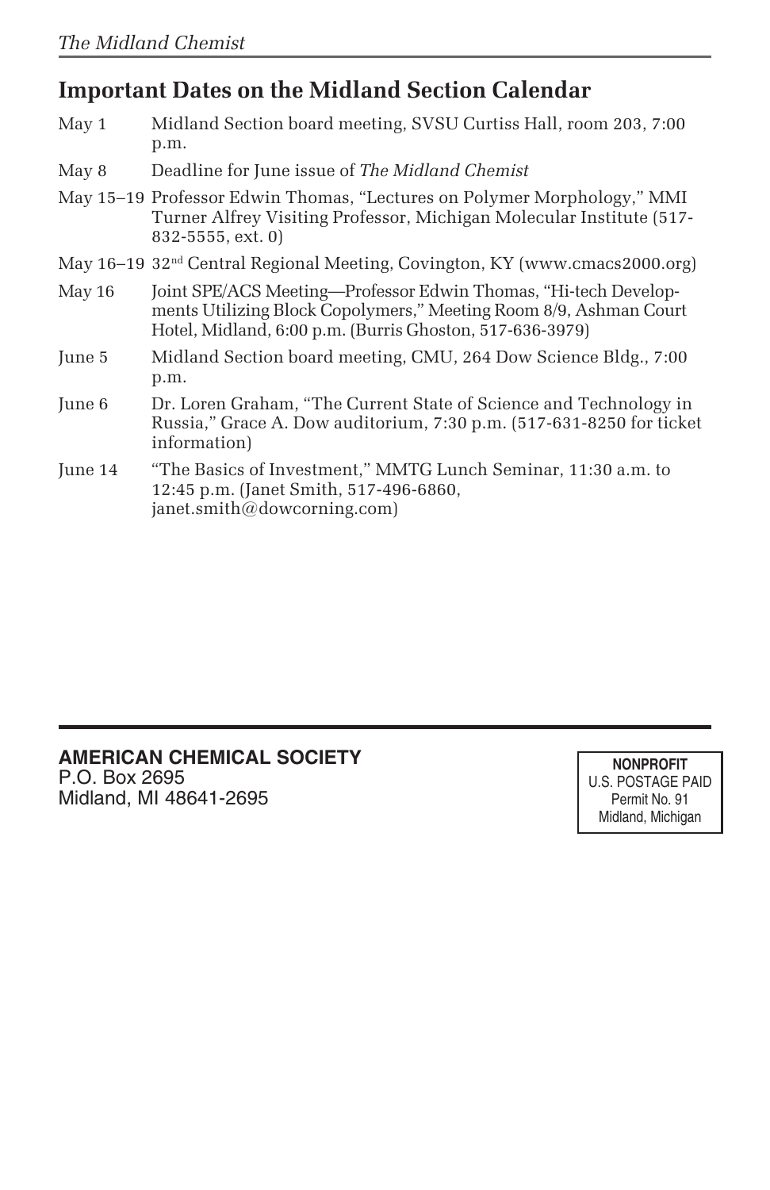## Important Dates on the Midland Section Calendar

| | |
|---|---|
| May 1 | Midland Section board meeting, SVSU Curtiss Hall, room 203, 7:00 p.m. |
| May 8 | Deadline for June issue of *The Midland Chemist* |
| May 15–19 | Professor Edwin Thomas, "Lectures on Polymer Morphology," MMI Turner Alfrey Visiting Professor, Michigan Molecular Institute (517-832-5555, ext. 0) |
| May 16–19 | 32nd Central Regional Meeting, Covington, KY (www.cmacs2000.org) |
| May 16 | Joint SPE/ACS Meeting—Professor Edwin Thomas, "Hi-tech Developments Utilizing Block Copolymers," Meeting Room 8/9, Ashman Court Hotel, Midland, 6:00 p.m. (Burris Ghoston, 517-636-3979) |
| June 5 | Midland Section board meeting, CMU, 264 Dow Science Bldg., 7:00 p.m. |
| June 6 | Dr. Loren Graham, "The Current State of Science and Technology in Russia," Grace A. Dow auditorium, 7:30 p.m. (517-631-8250 for ticket information) |
| June 14 | "The Basics of Investment," MMTG Lunch Seminar, 11:30 a.m. to 12:45 p.m. (Janet Smith, 517-496-6860, janet.smith@dowcorning.com) |

**AMERICAN CHEMICAL SOCIETY**
P.O. Box 2695
Midland, MI 48641-2695

**NONPROFIT**
U.S. POSTAGE PAID
Permit No. 91
Midland, Michigan